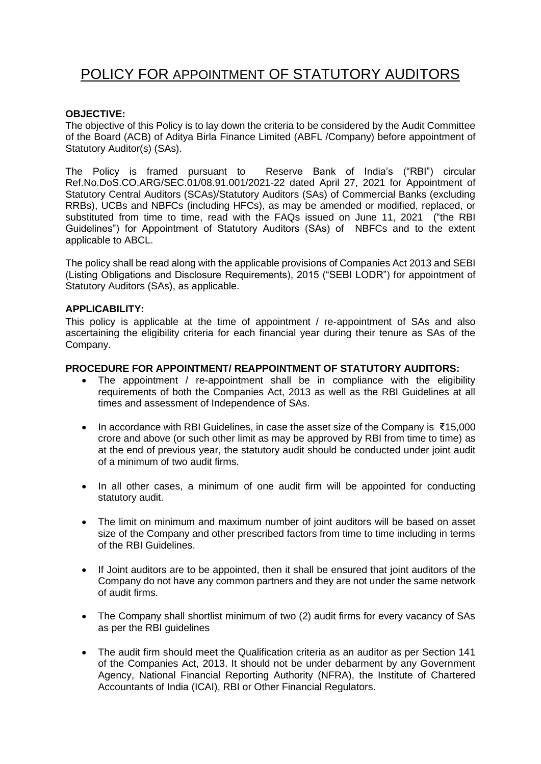# POLICY FOR APPOINTMENT OF STATUTORY AUDITORS

**OBJECTIVE:**

The objective of this Policy is to lay down the criteria to be considered by the Audit Committee of the Board (ACB) of Aditya Birla Finance Limited (ABFL /Company) before appointment of Statutory Auditor(s) (SAs).

The Policy is framed pursuant to Reserve Bank of India's ("RBI") circular Ref.No.DoS.CO.ARG/SEC.01/08.91.001/2021-22 dated April 27, 2021 for Appointment of Statutory Central Auditors (SCAs)/Statutory Auditors (SAs) of Commercial Banks (excluding RRBs), UCBs and NBFCs (including HFCs), as may be amended or modified, replaced, or substituted from time to time, read with the FAQs issued on June 11, 2021 ("the RBI Guidelines") for Appointment of Statutory Auditors (SAs) of NBFCs and to the extent applicable to ABCL.

The policy shall be read along with the applicable provisions of Companies Act 2013 and SEBI (Listing Obligations and Disclosure Requirements), 2015 ("SEBI LODR") for appointment of Statutory Auditors (SAs), as applicable.

**APPLICABILITY:**

This policy is applicable at the time of appointment / re-appointment of SAs and also ascertaining the eligibility criteria for each financial year during their tenure as SAs of the Company.

**PROCEDURE FOR APPOINTMENT/ REAPPOINTMENT OF STATUTORY AUDITORS:**

- The appointment / re-appointment shall be in compliance with the eligibility requirements of both the Companies Act, 2013 as well as the RBI Guidelines at all times and assessment of Independence of SAs.
- In accordance with RBI Guidelines, in case the asset size of the Company is ₹15,000 crore and above (or such other limit as may be approved by RBI from time to time) as at the end of previous year, the statutory audit should be conducted under joint audit of a minimum of two audit firms.
- In all other cases, a minimum of one audit firm will be appointed for conducting statutory audit.
- The limit on minimum and maximum number of joint auditors will be based on asset size of the Company and other prescribed factors from time to time including in terms of the RBI Guidelines.
- If Joint auditors are to be appointed, then it shall be ensured that joint auditors of the Company do not have any common partners and they are not under the same network of audit firms.
- The Company shall shortlist minimum of two (2) audit firms for every vacancy of SAs as per the RBI guidelines
- The audit firm should meet the Qualification criteria as an auditor as per Section 141 of the Companies Act, 2013. It should not be under debarment by any Government Agency, National Financial Reporting Authority (NFRA), the Institute of Chartered Accountants of India (ICAI), RBI or Other Financial Regulators.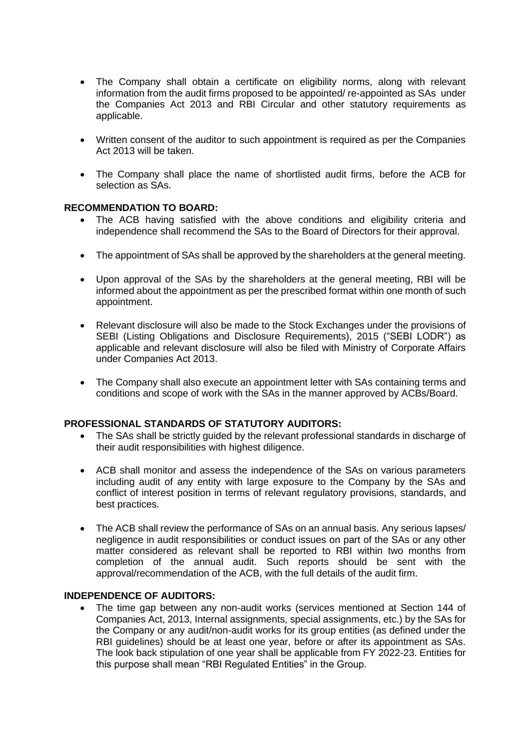- The Company shall obtain a certificate on eligibility norms, along with relevant information from the audit firms proposed to be appointed/ re-appointed as SAs under the Companies Act 2013 and RBI Circular and other statutory requirements as applicable.

- Written consent of the auditor to such appointment is required as per the Companies Act 2013 will be taken.

- The Company shall place the name of shortlisted audit firms, before the ACB for selection as SAs.

**RECOMMENDATION TO BOARD:**

- The ACB having satisfied with the above conditions and eligibility criteria and independence shall recommend the SAs to the Board of Directors for their approval.

- The appointment of SAs shall be approved by the shareholders at the general meeting.

- Upon approval of the SAs by the shareholders at the general meeting, RBI will be informed about the appointment as per the prescribed format within one month of such appointment.

- Relevant disclosure will also be made to the Stock Exchanges under the provisions of SEBI (Listing Obligations and Disclosure Requirements), 2015 ("SEBI LODR") as applicable and relevant disclosure will also be filed with Ministry of Corporate Affairs under Companies Act 2013.

- The Company shall also execute an appointment letter with SAs containing terms and conditions and scope of work with the SAs in the manner approved by ACBs/Board.

**PROFESSIONAL STANDARDS OF STATUTORY AUDITORS:**

- The SAs shall be strictly guided by the relevant professional standards in discharge of their audit responsibilities with highest diligence.

- ACB shall monitor and assess the independence of the SAs on various parameters including audit of any entity with large exposure to the Company by the SAs and conflict of interest position in terms of relevant regulatory provisions, standards, and best practices.

- The ACB shall review the performance of SAs on an annual basis. Any serious lapses/ negligence in audit responsibilities or conduct issues on part of the SAs or any other matter considered as relevant shall be reported to RBI within two months from completion of the annual audit. Such reports should be sent with the approval/recommendation of the ACB, with the full details of the audit firm.

**INDEPENDENCE OF AUDITORS:**

- The time gap between any non-audit works (services mentioned at Section 144 of Companies Act, 2013, Internal assignments, special assignments, etc.) by the SAs for the Company or any audit/non-audit works for its group entities (as defined under the RBI guidelines) should be at least one year, before or after its appointment as SAs. The look back stipulation of one year shall be applicable from FY 2022-23. Entities for this purpose shall mean "RBI Regulated Entities" in the Group.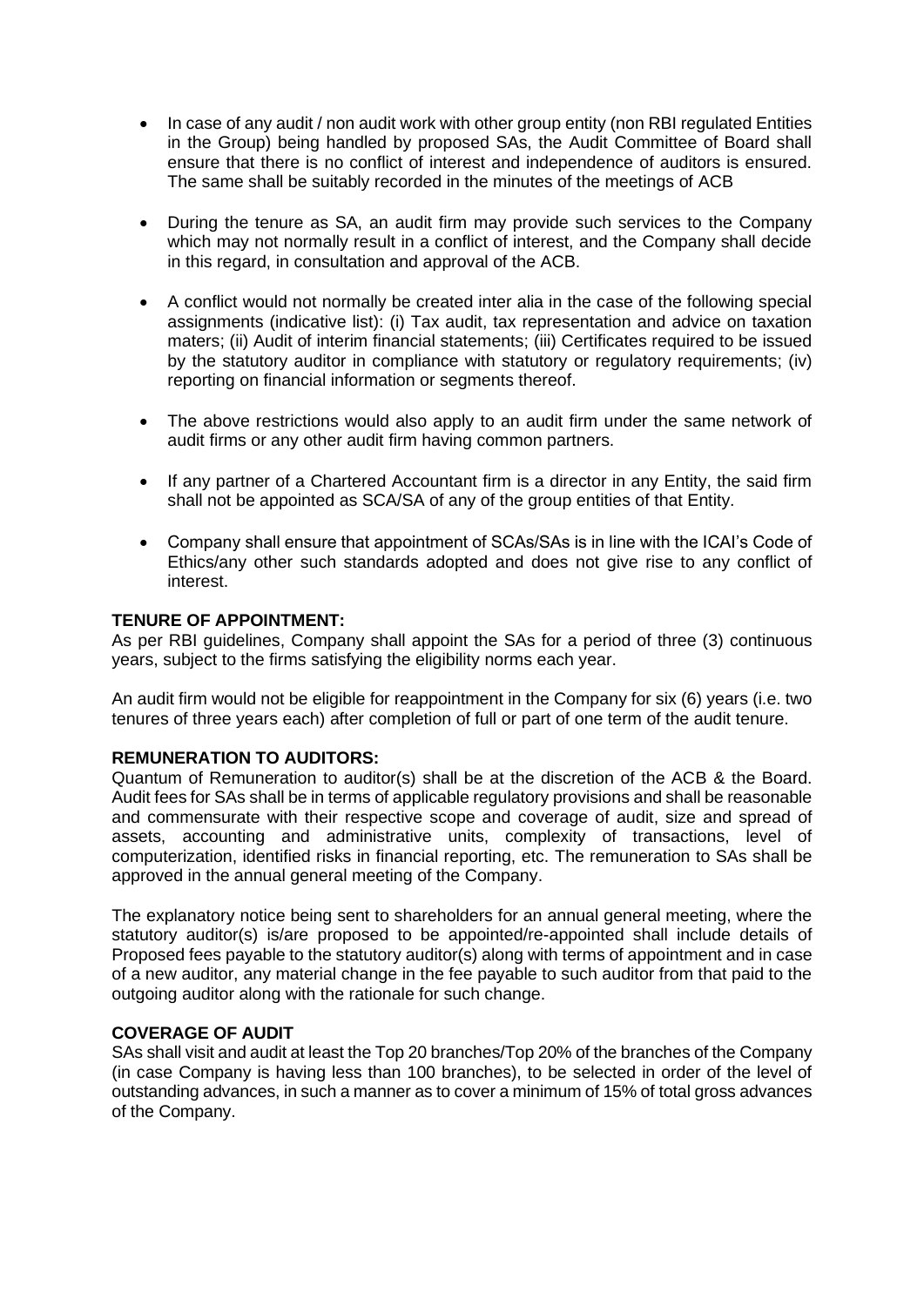- In case of any audit / non audit work with other group entity (non RBI regulated Entities in the Group) being handled by proposed SAs, the Audit Committee of Board shall ensure that there is no conflict of interest and independence of auditors is ensured. The same shall be suitably recorded in the minutes of the meetings of ACB

- During the tenure as SA, an audit firm may provide such services to the Company which may not normally result in a conflict of interest, and the Company shall decide in this regard, in consultation and approval of the ACB.

- A conflict would not normally be created inter alia in the case of the following special assignments (indicative list): (i) Tax audit, tax representation and advice on taxation maters; (ii) Audit of interim financial statements; (iii) Certificates required to be issued by the statutory auditor in compliance with statutory or regulatory requirements; (iv) reporting on financial information or segments thereof.

- The above restrictions would also apply to an audit firm under the same network of audit firms or any other audit firm having common partners.

- If any partner of a Chartered Accountant firm is a director in any Entity, the said firm shall not be appointed as SCA/SA of any of the group entities of that Entity.

- Company shall ensure that appointment of SCAs/SAs is in line with the ICAI's Code of Ethics/any other such standards adopted and does not give rise to any conflict of interest.

**TENURE OF APPOINTMENT:**

As per RBI guidelines, Company shall appoint the SAs for a period of three (3) continuous years, subject to the firms satisfying the eligibility norms each year.

An audit firm would not be eligible for reappointment in the Company for six (6) years (i.e. two tenures of three years each) after completion of full or part of one term of the audit tenure.

**REMUNERATION TO AUDITORS:**

Quantum of Remuneration to auditor(s) shall be at the discretion of the ACB & the Board. Audit fees for SAs shall be in terms of applicable regulatory provisions and shall be reasonable and commensurate with their respective scope and coverage of audit, size and spread of assets, accounting and administrative units, complexity of transactions, level of computerization, identified risks in financial reporting, etc. The remuneration to SAs shall be approved in the annual general meeting of the Company.

The explanatory notice being sent to shareholders for an annual general meeting, where the statutory auditor(s) is/are proposed to be appointed/re-appointed shall include details of Proposed fees payable to the statutory auditor(s) along with terms of appointment and in case of a new auditor, any material change in the fee payable to such auditor from that paid to the outgoing auditor along with the rationale for such change.

**COVERAGE OF AUDIT**

SAs shall visit and audit at least the Top 20 branches/Top 20% of the branches of the Company (in case Company is having less than 100 branches), to be selected in order of the level of outstanding advances, in such a manner as to cover a minimum of 15% of total gross advances of the Company.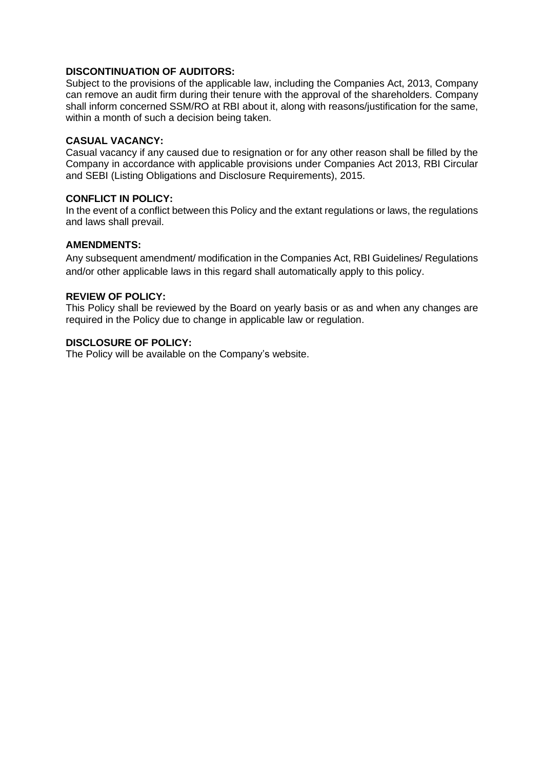**DISCONTINUATION OF AUDITORS:**

Subject to the provisions of the applicable law, including the Companies Act, 2013, Company can remove an audit firm during their tenure with the approval of the shareholders. Company shall inform concerned SSM/RO at RBI about it, along with reasons/justification for the same, within a month of such a decision being taken.

**CASUAL VACANCY:**

Casual vacancy if any caused due to resignation or for any other reason shall be filled by the Company in accordance with applicable provisions under Companies Act 2013, RBI Circular and SEBI (Listing Obligations and Disclosure Requirements), 2015.

**CONFLICT IN POLICY:**

In the event of a conflict between this Policy and the extant regulations or laws, the regulations and laws shall prevail.

**AMENDMENTS:**

Any subsequent amendment/ modification in the Companies Act, RBI Guidelines/ Regulations and/or other applicable laws in this regard shall automatically apply to this policy.

**REVIEW OF POLICY:**

This Policy shall be reviewed by the Board on yearly basis or as and when any changes are required in the Policy due to change in applicable law or regulation.

**DISCLOSURE OF POLICY:**

The Policy will be available on the Company's website.